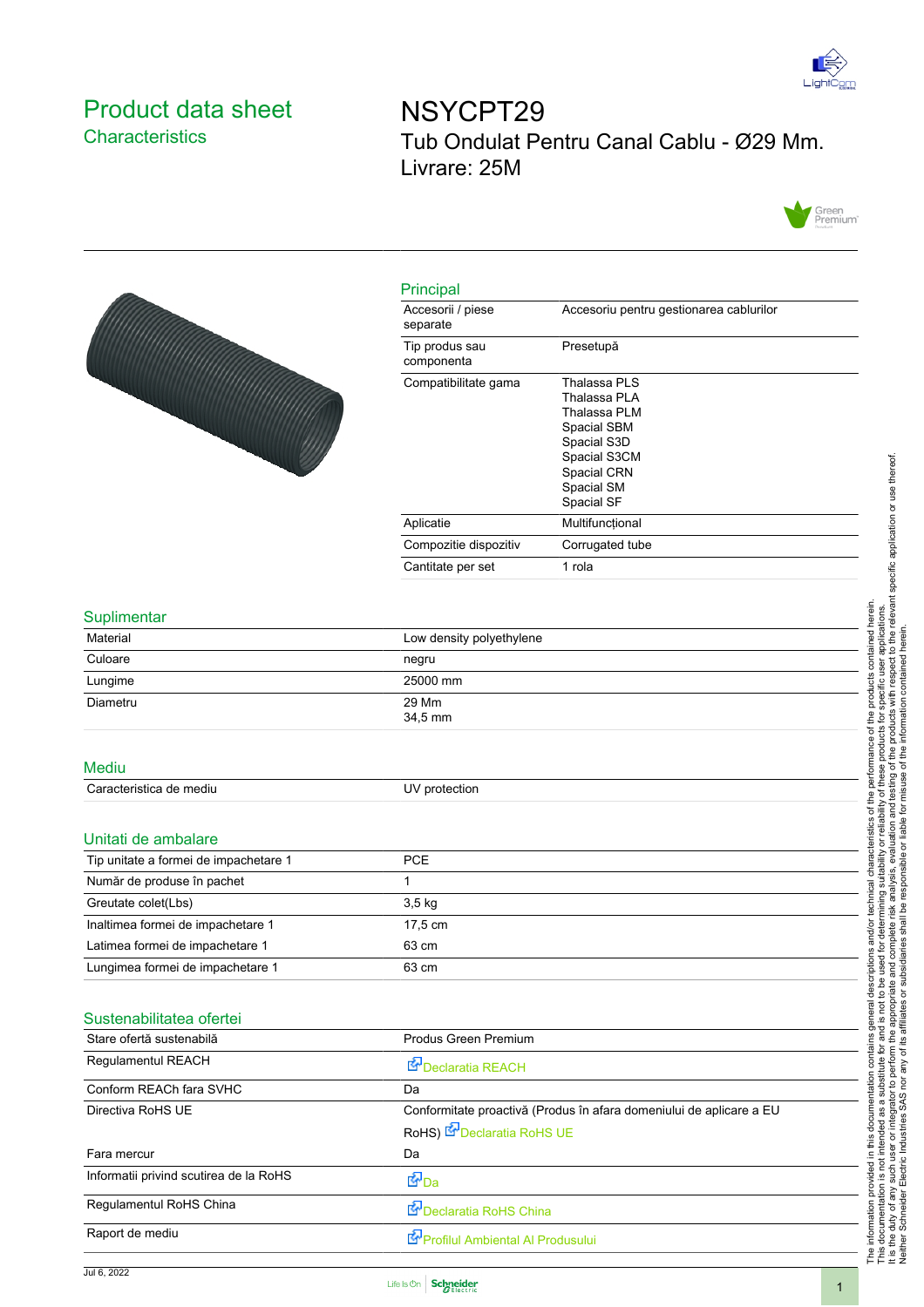# Product data sheet

## Characteristics

# NSYCPT29

Tub Ondulat Pentru Canal Cablu - Ø29 Mm. Livrare: 25M

## Principal

| | |
|---|---|
| Accesorii / piese separate | Accesoriu pentru gestionarea cablurilor |
| Tip produs sau componenta | Presetupă |
| Compatibilitate gama | Thalassa PLS<br>Thalassa PLA<br>Thalassa PLM<br>Spacial SBM<br>Spacial S3D<br>Spacial S3CM<br>Spacial CRN<br>Spacial SM<br>Spacial SF |
| Aplicatie | Multifuncțional |
| Compozitie dispozitiv | Corrugated tube |
| Cantitate per set | 1 rola |

## Suplimentar

| | |
|---|---|
| Material | Low density polyethylene |
| Culoare | negru |
| Lungime | 25000 mm |
| Diametru | 29 Mm<br>34,5 mm |

## Mediu

| | |
|---|---|
| Caracteristica de mediu | UV protection |

## Unitati de ambalare

| | |
|---|---|
| Tip unitate a formei de impachetare 1 | PCE |
| Număr de produse în pachet | 1 |
| Greutate colet(Lbs) | 3,5 kg |
| Inaltimea formei de impachetare 1 | 17,5 cm |
| Latimea formei de impachetare 1 | 63 cm |
| Lungimea formei de impachetare 1 | 63 cm |

## Sustenabilitatea ofertei

| | |
|---|---|
| Stare ofertă sustenabilă | Produs Green Premium |
| Regulamentul REACH | Declaratia REACH |
| Conform REACh fara SVHC | Da |
| Directiva RoHS UE | Conformitate proactivă (Produs în afara domeniului de aplicare a EU RoHS) Declaratia RoHS UE |
| Fara mercur | Da |
| Informatii privind scutirea de la RoHS | Da |
| Regulamentul RoHS China | Declaratia RoHS China |
| Raport de mediu | Profilul Ambiental Al Produsului |

The information provided in this documentation contains general descriptions and/or technical characteristics of the performance of the products contained herein. This documentation is not intended as a substitute for and is not to be used for determining suitability or reliability of these products for specific user applications. It is the duty of any such user or integrator to perform the appropriate and complete risk analysis, evaluation and testing of the products with respect to the relevant specific application or use thereof. Neither Schneider Electric Industries SAS nor any of its affiliates or subsidiaries shall be responsible or liable for misuse of the information contained herein.

Jul 6, 2022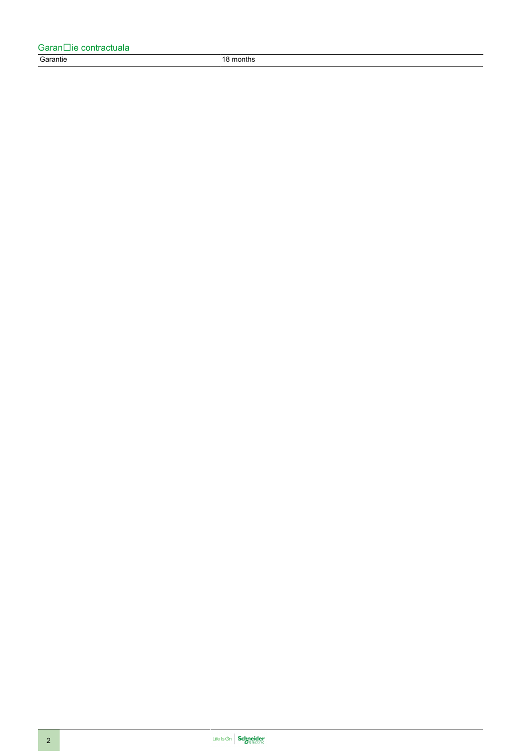## Garan□ie contractuala

| | |
|---|---|
| Garantie | 18 months |